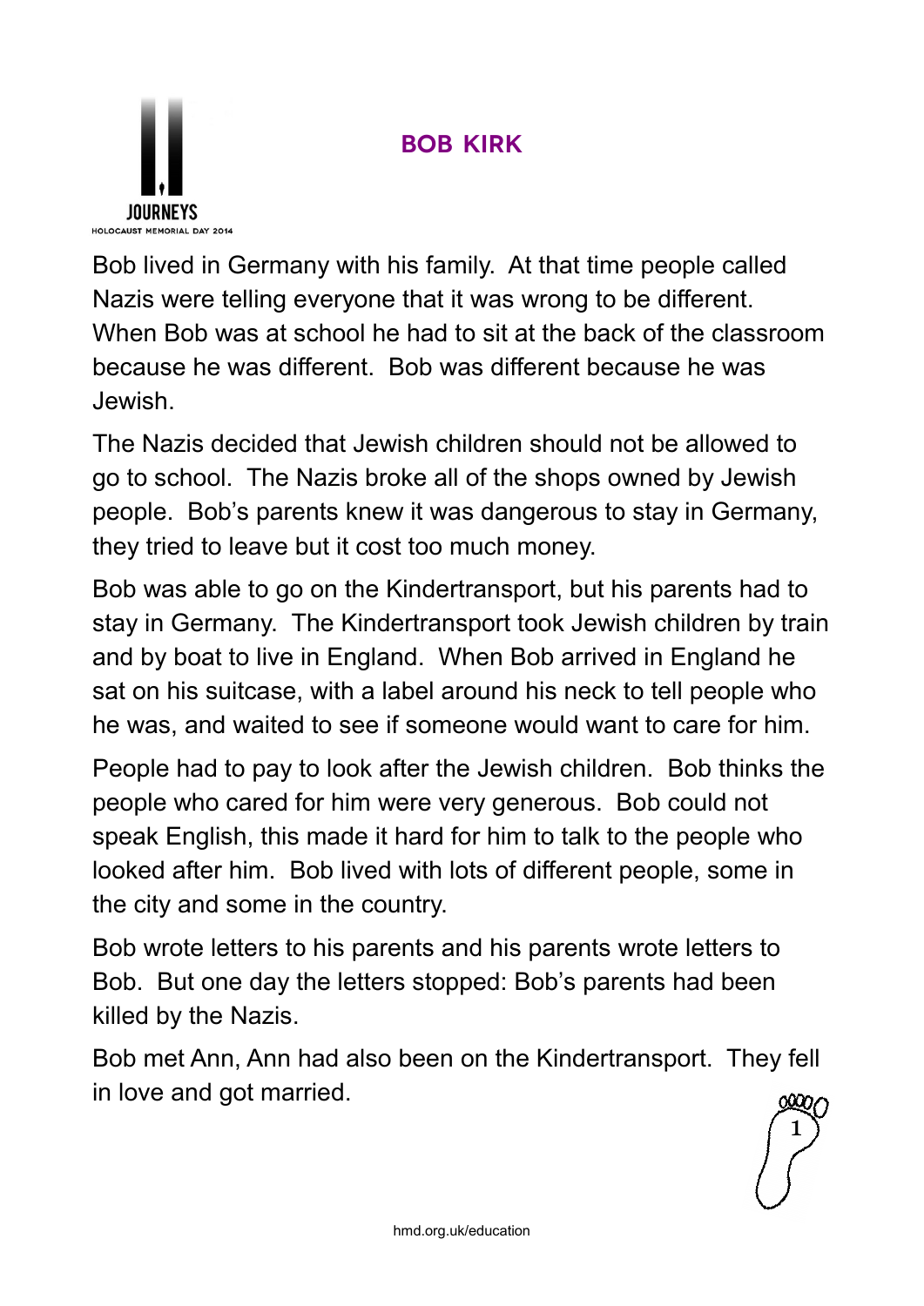# BOB KIRK

Bob lived in Germany with his family. At that time people called Nazis were telling everyone that it was wrong to be different. When Bob was at school he had to sit at the back of the classroom because he was different. Bob was different because he was Jewish.

The Nazis decided that Jewish children should not be allowed to go to school. The Nazis broke all of the shops owned by Jewish people. Bob's parents knew it was dangerous to stay in Germany, they tried to leave but it cost too much money.

Bob was able to go on the Kindertransport, but his parents had to stay in Germany. The Kindertransport took Jewish children by train and by boat to live in England. When Bob arrived in England he sat on his suitcase, with a label around his neck to tell people who he was, and waited to see if someone would want to care for him.

People had to pay to look after the Jewish children. Bob thinks the people who cared for him were very generous. Bob could not speak English, this made it hard for him to talk to the people who looked after him. Bob lived with lots of different people, some in the city and some in the country.

Bob wrote letters to his parents and his parents wrote letters to Bob. But one day the letters stopped: Bob's parents had been killed by the Nazis.

Bob met Ann, Ann had also been on the Kindertransport. They fell in love and got married.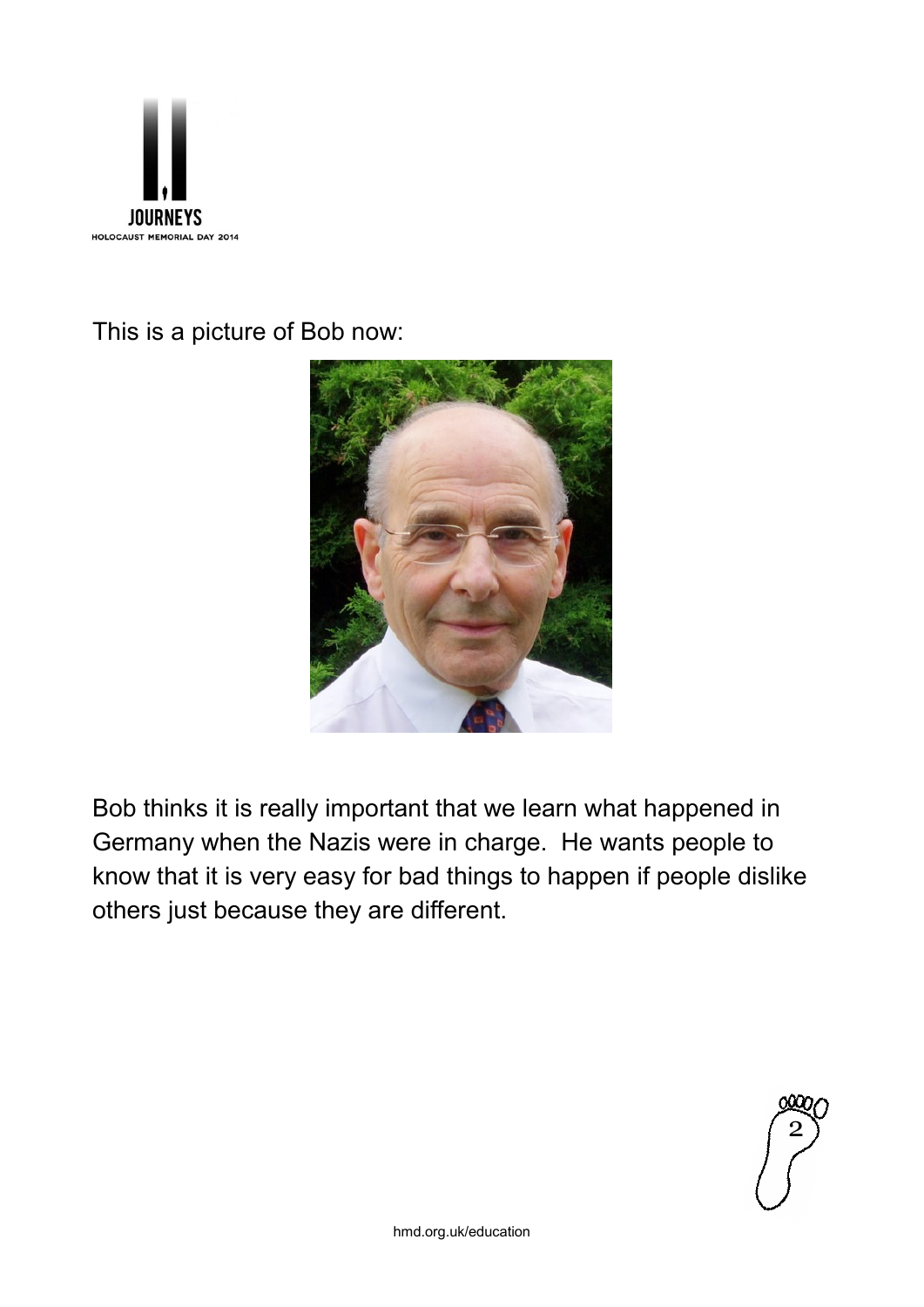This is a picture of Bob now:

Bob thinks it is really important that we learn what happened in Germany when the Nazis were in charge. He wants people to know that it is very easy for bad things to happen if people dislike others just because they are different.